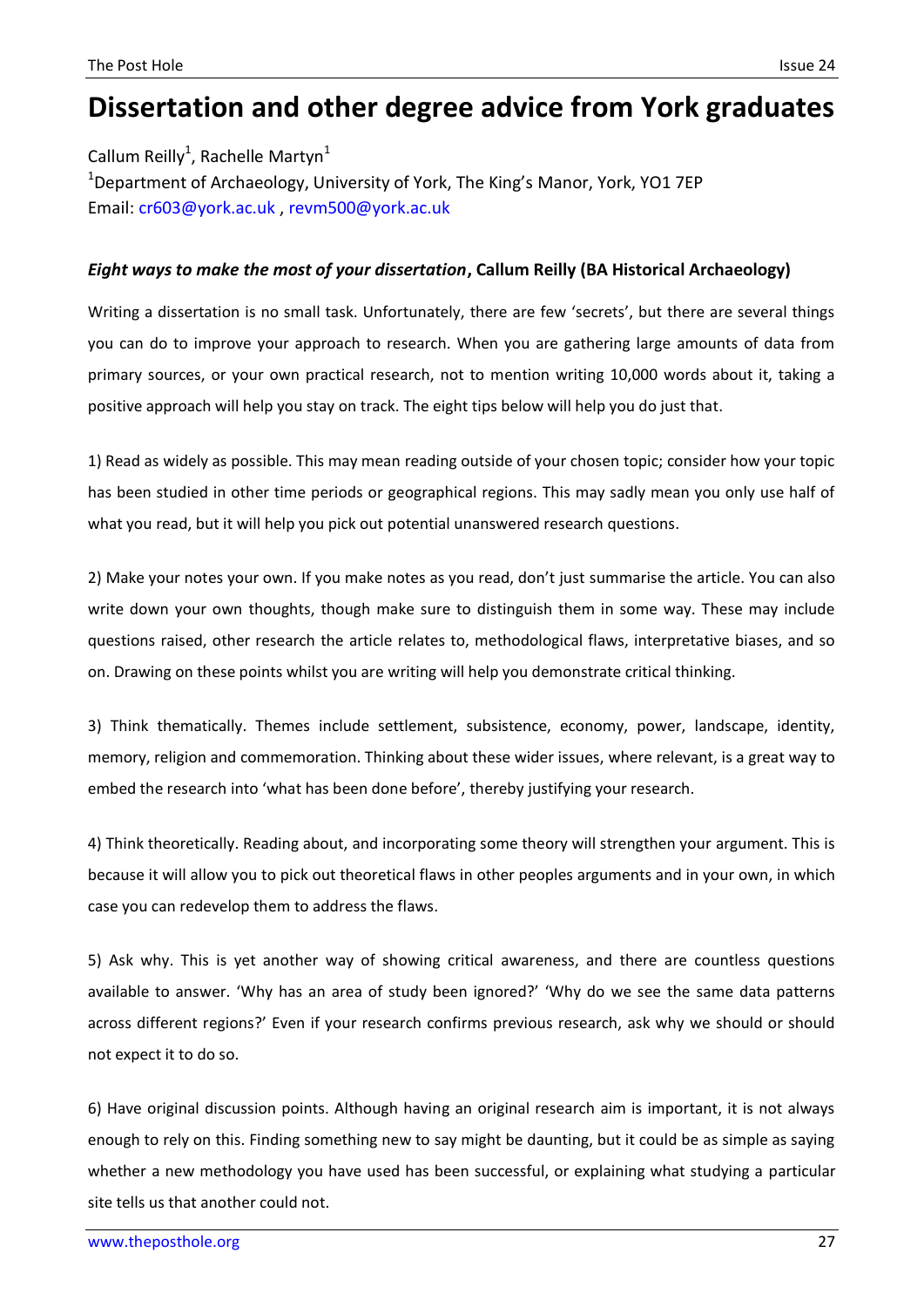# Dissertation and other degree advice from York graduates

Callum Reilly[1], Rachelle Martyn[1]

[1]Department of Archaeology, University of York, The King's Manor, York, YO1 7EP

Email: cr603@york.ac.uk , revm500@york.ac.uk

### ***Eight ways to make the most of your dissertation*, Callum Reilly (BA Historical Archaeology)**

Writing a dissertation is no small task. Unfortunately, there are few 'secrets', but there are several things you can do to improve your approach to research. When you are gathering large amounts of data from primary sources, or your own practical research, not to mention writing 10,000 words about it, taking a positive approach will help you stay on track. The eight tips below will help you do just that.

1) Read as widely as possible. This may mean reading outside of your chosen topic; consider how your topic has been studied in other time periods or geographical regions. This may sadly mean you only use half of what you read, but it will help you pick out potential unanswered research questions.

2) Make your notes your own. If you make notes as you read, don't just summarise the article. You can also write down your own thoughts, though make sure to distinguish them in some way. These may include questions raised, other research the article relates to, methodological flaws, interpretative biases, and so on. Drawing on these points whilst you are writing will help you demonstrate critical thinking.

3) Think thematically. Themes include settlement, subsistence, economy, power, landscape, identity, memory, religion and commemoration. Thinking about these wider issues, where relevant, is a great way to embed the research into 'what has been done before', thereby justifying your research.

4) Think theoretically. Reading about, and incorporating some theory will strengthen your argument. This is because it will allow you to pick out theoretical flaws in other peoples arguments and in your own, in which case you can redevelop them to address the flaws.

5) Ask why. This is yet another way of showing critical awareness, and there are countless questions available to answer. 'Why has an area of study been ignored?' 'Why do we see the same data patterns across different regions?' Even if your research confirms previous research, ask why we should or should not expect it to do so.

6) Have original discussion points. Although having an original research aim is important, it is not always enough to rely on this. Finding something new to say might be daunting, but it could be as simple as saying whether a new methodology you have used has been successful, or explaining what studying a particular site tells us that another could not.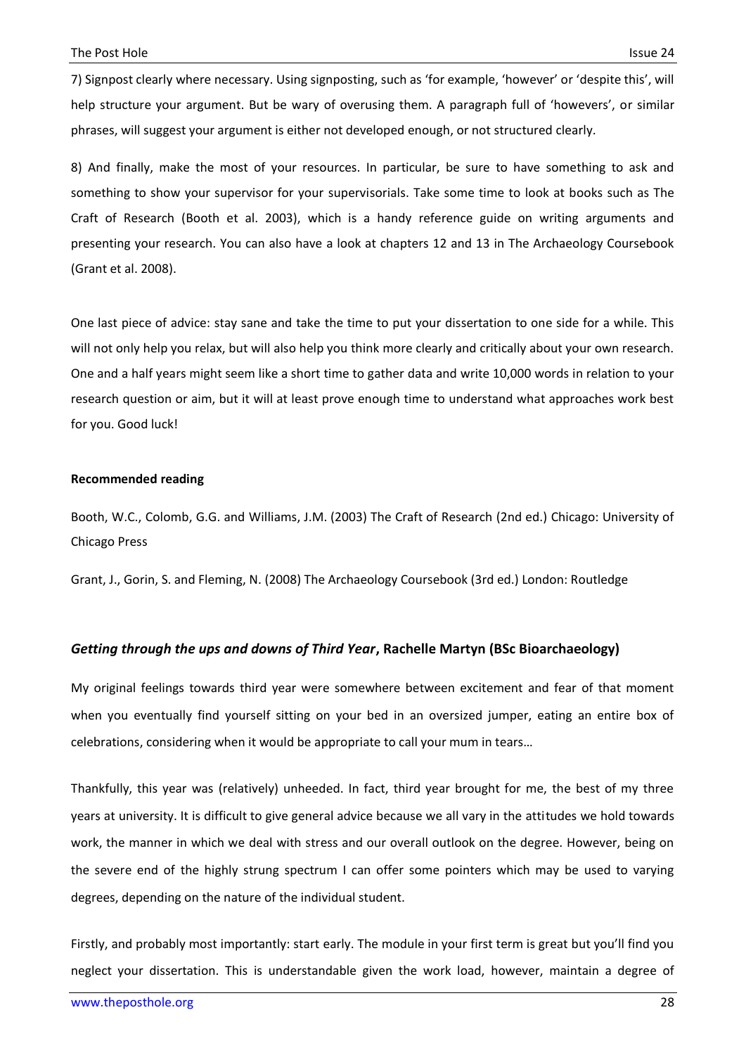7) Signpost clearly where necessary. Using signposting, such as 'for example, 'however' or 'despite this', will help structure your argument. But be wary of overusing them. A paragraph full of 'howevers', or similar phrases, will suggest your argument is either not developed enough, or not structured clearly.

8) And finally, make the most of your resources. In particular, be sure to have something to ask and something to show your supervisor for your supervisorials. Take some time to look at books such as The Craft of Research (Booth et al. 2003), which is a handy reference guide on writing arguments and presenting your research. You can also have a look at chapters 12 and 13 in The Archaeology Coursebook (Grant et al. 2008).

One last piece of advice: stay sane and take the time to put your dissertation to one side for a while. This will not only help you relax, but will also help you think more clearly and critically about your own research. One and a half years might seem like a short time to gather data and write 10,000 words in relation to your research question or aim, but it will at least prove enough time to understand what approaches work best for you. Good luck!

**Recommended reading**

Booth, W.C., Colomb, G.G. and Williams, J.M. (2003) The Craft of Research (2nd ed.) Chicago: University of Chicago Press

Grant, J., Gorin, S. and Fleming, N. (2008) The Archaeology Coursebook (3rd ed.) London: Routledge

### ***Getting through the ups and downs of Third Year*, Rachelle Martyn (BSc Bioarchaeology)**

My original feelings towards third year were somewhere between excitement and fear of that moment when you eventually find yourself sitting on your bed in an oversized jumper, eating an entire box of celebrations, considering when it would be appropriate to call your mum in tears…

Thankfully, this year was (relatively) unheeded. In fact, third year brought for me, the best of my three years at university. It is difficult to give general advice because we all vary in the attitudes we hold towards work, the manner in which we deal with stress and our overall outlook on the degree. However, being on the severe end of the highly strung spectrum I can offer some pointers which may be used to varying degrees, depending on the nature of the individual student.

Firstly, and probably most importantly: start early. The module in your first term is great but you'll find you neglect your dissertation. This is understandable given the work load, however, maintain a degree of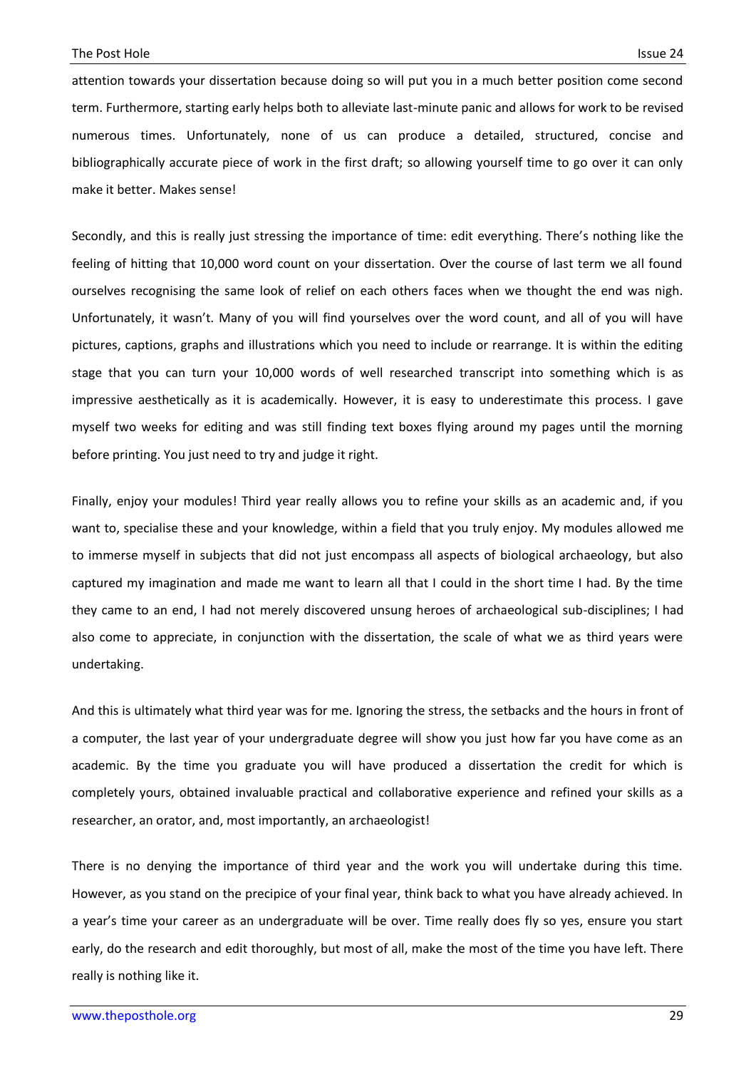attention towards your dissertation because doing so will put you in a much better position come second term. Furthermore, starting early helps both to alleviate last-minute panic and allows for work to be revised numerous times. Unfortunately, none of us can produce a detailed, structured, concise and bibliographically accurate piece of work in the first draft; so allowing yourself time to go over it can only make it better. Makes sense!

Secondly, and this is really just stressing the importance of time: edit everything. There's nothing like the feeling of hitting that 10,000 word count on your dissertation. Over the course of last term we all found ourselves recognising the same look of relief on each others faces when we thought the end was nigh. Unfortunately, it wasn't. Many of you will find yourselves over the word count, and all of you will have pictures, captions, graphs and illustrations which you need to include or rearrange. It is within the editing stage that you can turn your 10,000 words of well researched transcript into something which is as impressive aesthetically as it is academically. However, it is easy to underestimate this process. I gave myself two weeks for editing and was still finding text boxes flying around my pages until the morning before printing. You just need to try and judge it right.

Finally, enjoy your modules! Third year really allows you to refine your skills as an academic and, if you want to, specialise these and your knowledge, within a field that you truly enjoy. My modules allowed me to immerse myself in subjects that did not just encompass all aspects of biological archaeology, but also captured my imagination and made me want to learn all that I could in the short time I had. By the time they came to an end, I had not merely discovered unsung heroes of archaeological sub-disciplines; I had also come to appreciate, in conjunction with the dissertation, the scale of what we as third years were undertaking.

And this is ultimately what third year was for me. Ignoring the stress, the setbacks and the hours in front of a computer, the last year of your undergraduate degree will show you just how far you have come as an academic. By the time you graduate you will have produced a dissertation the credit for which is completely yours, obtained invaluable practical and collaborative experience and refined your skills as a researcher, an orator, and, most importantly, an archaeologist!

There is no denying the importance of third year and the work you will undertake during this time. However, as you stand on the precipice of your final year, think back to what you have already achieved. In a year's time your career as an undergraduate will be over. Time really does fly so yes, ensure you start early, do the research and edit thoroughly, but most of all, make the most of the time you have left. There really is nothing like it.